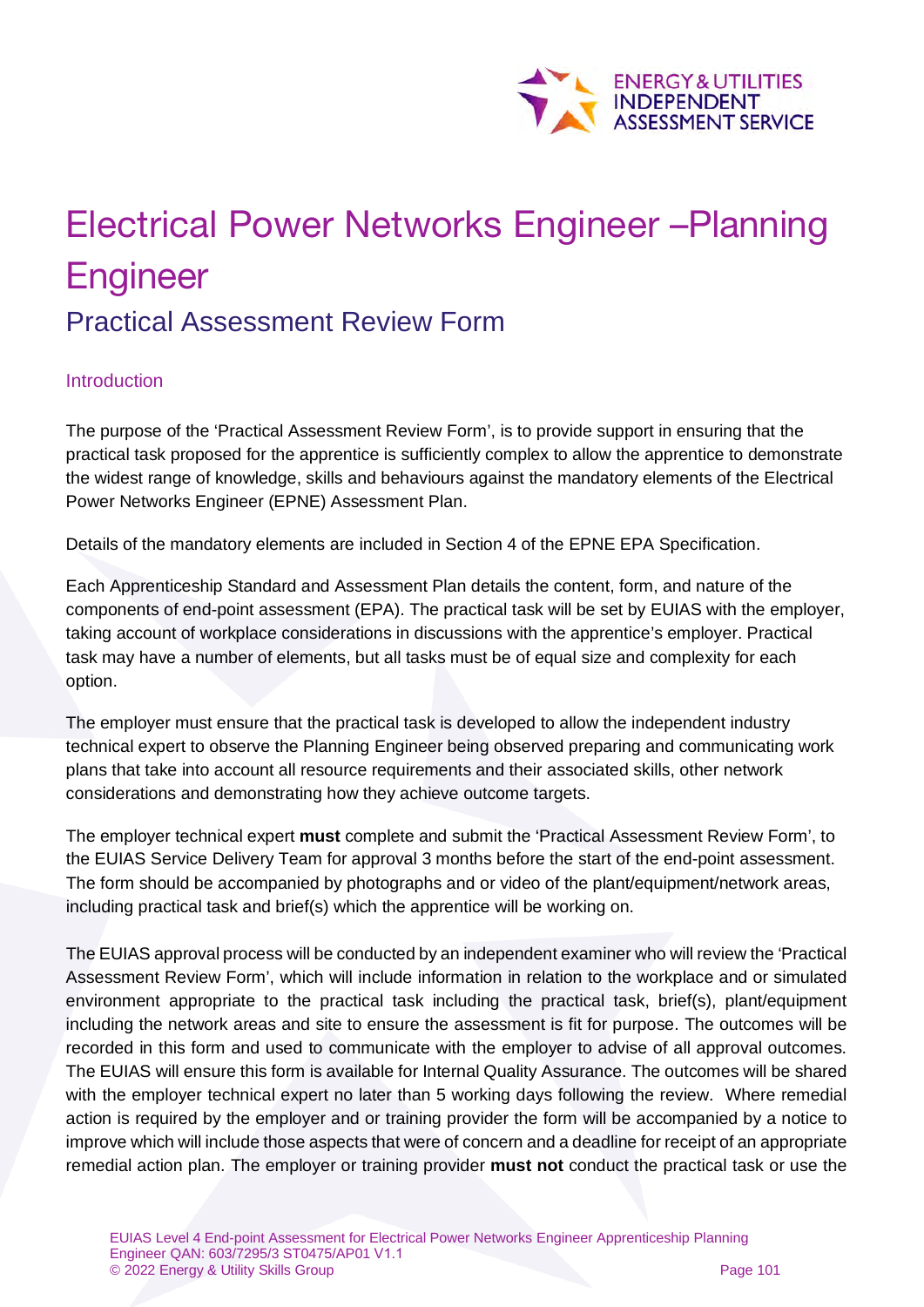# Electrical Power Networks Engineer –Planning Engineer

## Practical Assessment Review Form

### Introduction

The purpose of the 'Practical Assessment Review Form', is to provide support in ensuring that the practical task proposed for the apprentice is sufficiently complex to allow the apprentice to demonstrate the widest range of knowledge, skills and behaviours against the mandatory elements of the Electrical Power Networks Engineer (EPNE) Assessment Plan.

Details of the mandatory elements are included in Section 4 of the EPNE EPA Specification.

Each Apprenticeship Standard and Assessment Plan details the content, form, and nature of the components of end-point assessment (EPA). The practical task will be set by EUIAS with the employer, taking account of workplace considerations in discussions with the apprentice's employer. Practical task may have a number of elements, but all tasks must be of equal size and complexity for each option.

The employer must ensure that the practical task is developed to allow the independent industry technical expert to observe the Planning Engineer being observed preparing and communicating work plans that take into account all resource requirements and their associated skills, other network considerations and demonstrating how they achieve outcome targets.

The employer technical expert **must** complete and submit the 'Practical Assessment Review Form', to the EUIAS Service Delivery Team for approval 3 months before the start of the end-point assessment. The form should be accompanied by photographs and or video of the plant/equipment/network areas, including practical task and brief(s) which the apprentice will be working on.

The EUIAS approval process will be conducted by an independent examiner who will review the 'Practical Assessment Review Form', which will include information in relation to the workplace and or simulated environment appropriate to the practical task including the practical task, brief(s), plant/equipment including the network areas and site to ensure the assessment is fit for purpose. The outcomes will be recorded in this form and used to communicate with the employer to advise of all approval outcomes. The EUIAS will ensure this form is available for Internal Quality Assurance. The outcomes will be shared with the employer technical expert no later than 5 working days following the review. Where remedial action is required by the employer and or training provider the form will be accompanied by a notice to improve which will include those aspects that were of concern and a deadline for receipt of an appropriate remedial action plan. The employer or training provider **must not** conduct the practical task or use the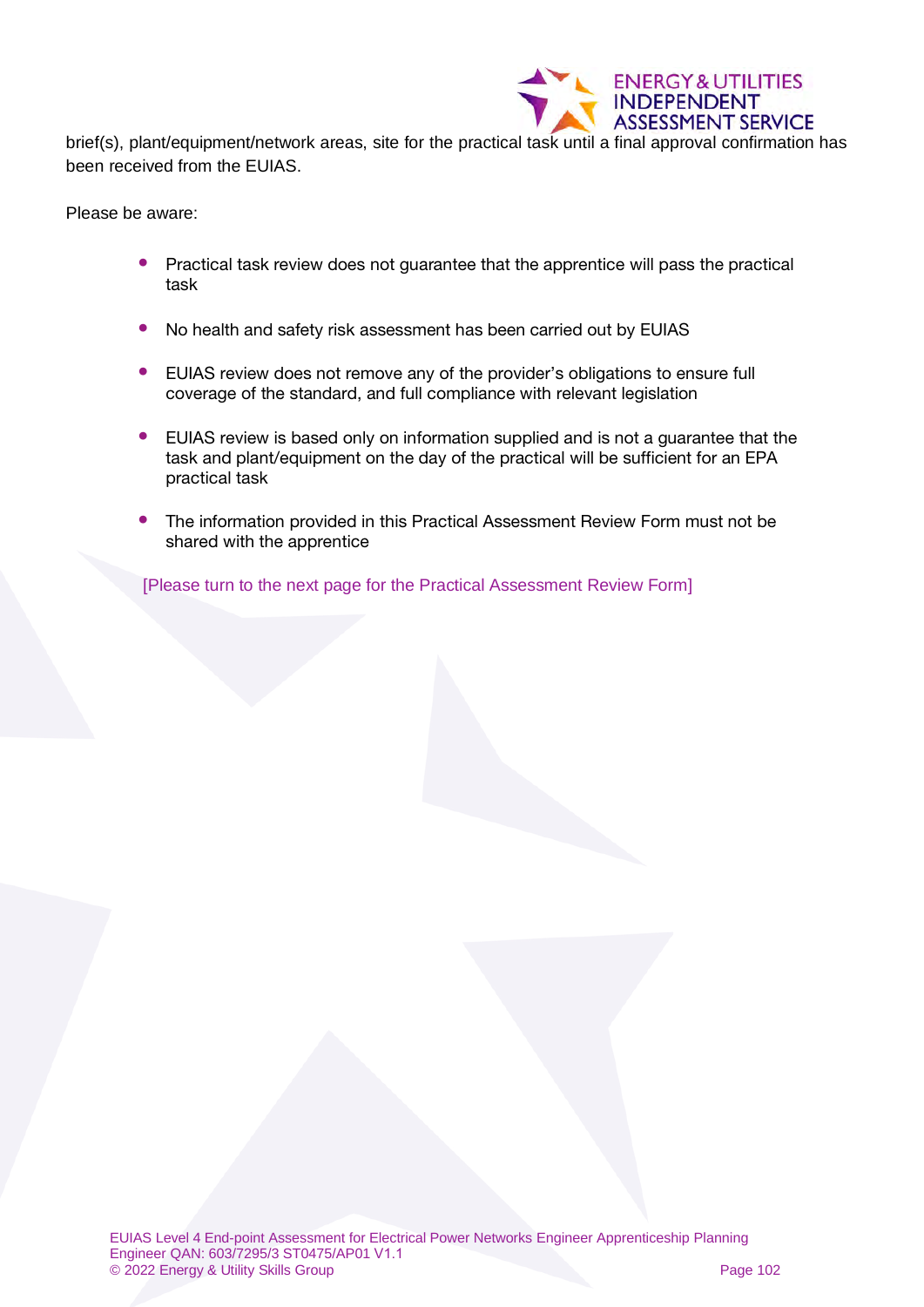brief(s), plant/equipment/network areas, site for the practical task until a final approval confirmation has been received from the EUIAS.

Please be aware:

- Practical task review does not guarantee that the apprentice will pass the practical task
- No health and safety risk assessment has been carried out by EUIAS
- EUIAS review does not remove any of the provider's obligations to ensure full coverage of the standard, and full compliance with relevant legislation
- EUIAS review is based only on information supplied and is not a guarantee that the task and plant/equipment on the day of the practical will be sufficient for an EPA practical task
- The information provided in this Practical Assessment Review Form must not be shared with the apprentice

[Please turn to the next page for the Practical Assessment Review Form]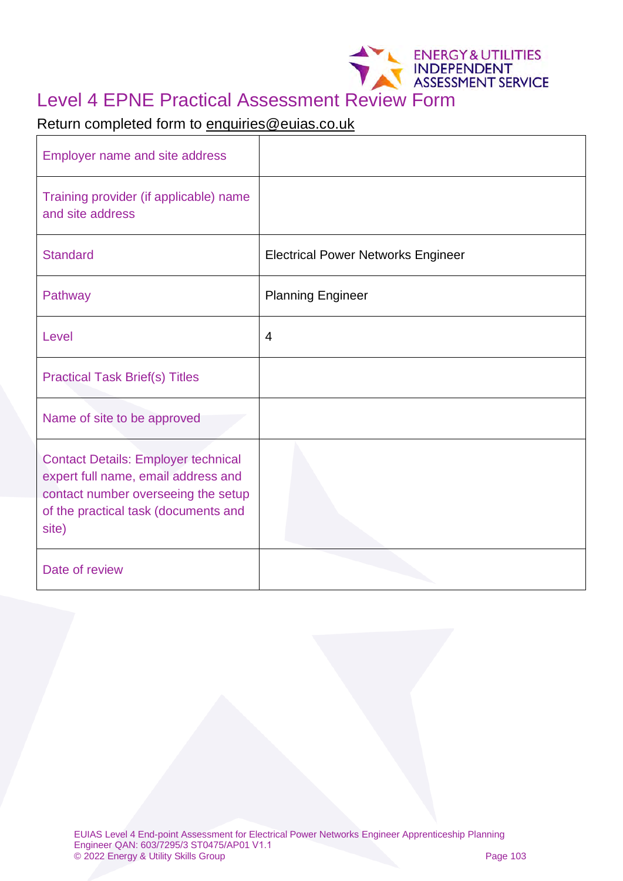# Level 4 EPNE Practical Assessment Review Form

Return completed form to enquiries@euias.co.uk

| | |
|---|---|
| Employer name and site address | |
| Training provider (if applicable) name and site address | |
| Standard | Electrical Power Networks Engineer |
| Pathway | Planning Engineer |
| Level | 4 |
| Practical Task Brief(s) Titles | |
| Name of site to be approved | |
| Contact Details: Employer technical expert full name, email address and contact number overseeing the setup of the practical task (documents and site) | |
| Date of review | |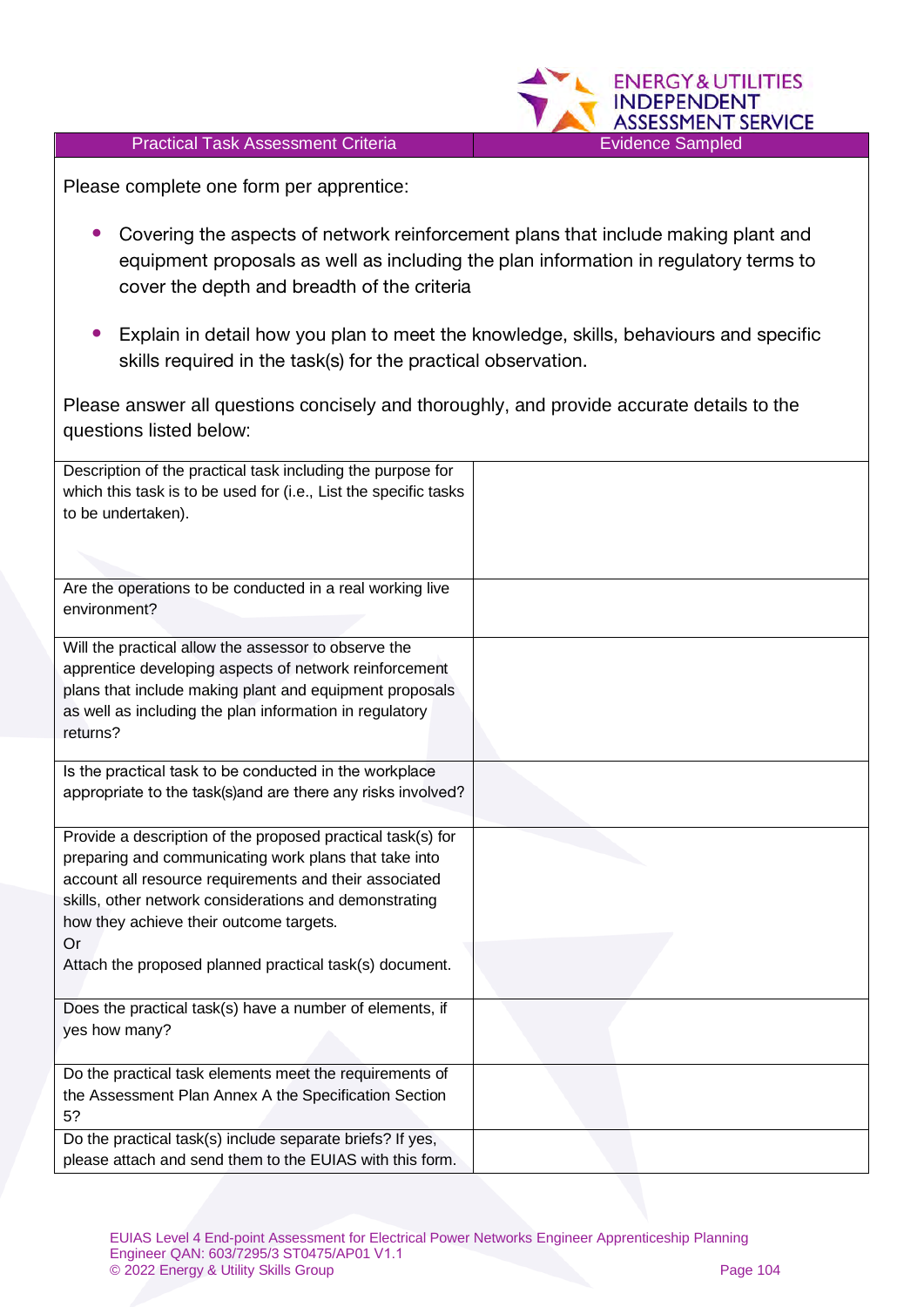| Practical Task Assessment Criteria | Evidence Sampled |
|---|---|

Please complete one form per apprentice:

- Covering the aspects of network reinforcement plans that include making plant and equipment proposals as well as including the plan information in regulatory terms to cover the depth and breadth of the criteria
- Explain in detail how you plan to meet the knowledge, skills, behaviours and specific skills required in the task(s) for the practical observation.

Please answer all questions concisely and thoroughly, and provide accurate details to the questions listed below:

| | |
|---|---|
| Description of the practical task including the purpose for which this task is to be used for (i.e., List the specific tasks to be undertaken). | |
| Are the operations to be conducted in a real working live environment? | |
| Will the practical allow the assessor to observe the apprentice developing aspects of network reinforcement plans that include making plant and equipment proposals as well as including the plan information in regulatory returns? | |
| Is the practical task to be conducted in the workplace appropriate to the task(s)and are there any risks involved? | |
| Provide a description of the proposed practical task(s) for preparing and communicating work plans that take into account all resource requirements and their associated skills, other network considerations and demonstrating how they achieve their outcome targets.<br>Or<br>Attach the proposed planned practical task(s) document. | |
| Does the practical task(s) have a number of elements, if yes how many? | |
| Do the practical task elements meet the requirements of the Assessment Plan Annex A the Specification Section 5? | |
| Do the practical task(s) include separate briefs? If yes, please attach and send them to the EUIAS with this form. | |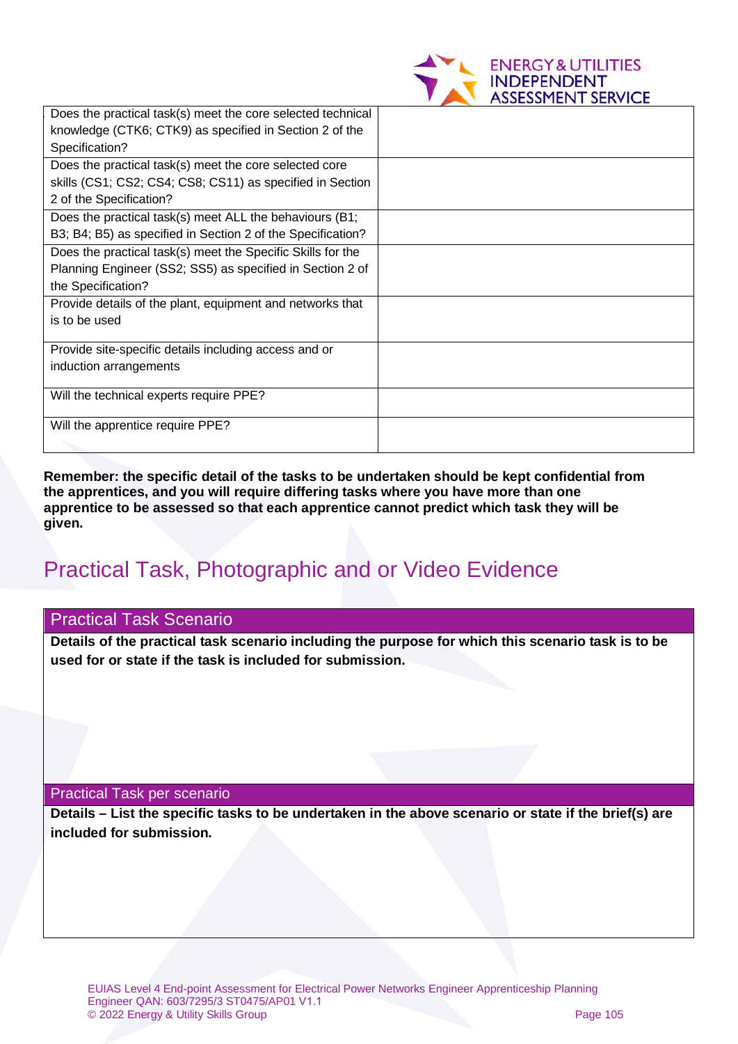| | |
|---|---|
| Does the practical task(s) meet the core selected technical knowledge (CTK6; CTK9) as specified in Section 2 of the Specification? | |
| Does the practical task(s) meet the core selected core skills (CS1; CS2; CS4; CS8; CS11) as specified in Section 2 of the Specification? | |
| Does the practical task(s) meet ALL the behaviours (B1; B3; B4; B5) as specified in Section 2 of the Specification? | |
| Does the practical task(s) meet the Specific Skills for the Planning Engineer (SS2; SS5) as specified in Section 2 of the Specification? | |
| Provide details of the plant, equipment and networks that is to be used | |
| Provide site-specific details including access and or induction arrangements | |
| Will the technical experts require PPE? | |
| Will the apprentice require PPE? | |

**Remember: the specific detail of the tasks to be undertaken should be kept confidential from the apprentices, and you will require differing tasks where you have more than one apprentice to be assessed so that each apprentice cannot predict which task they will be given.**

## Practical Task, Photographic and or Video Evidence

| Practical Task Scenario |
|---|
| **Details of the practical task scenario including the purpose for which this scenario task is to be used for or state if the task is included for submission.** |

| Practical Task per scenario |
|---|
| **Details – List the specific tasks to be undertaken in the above scenario or state if the brief(s) are included for submission.** |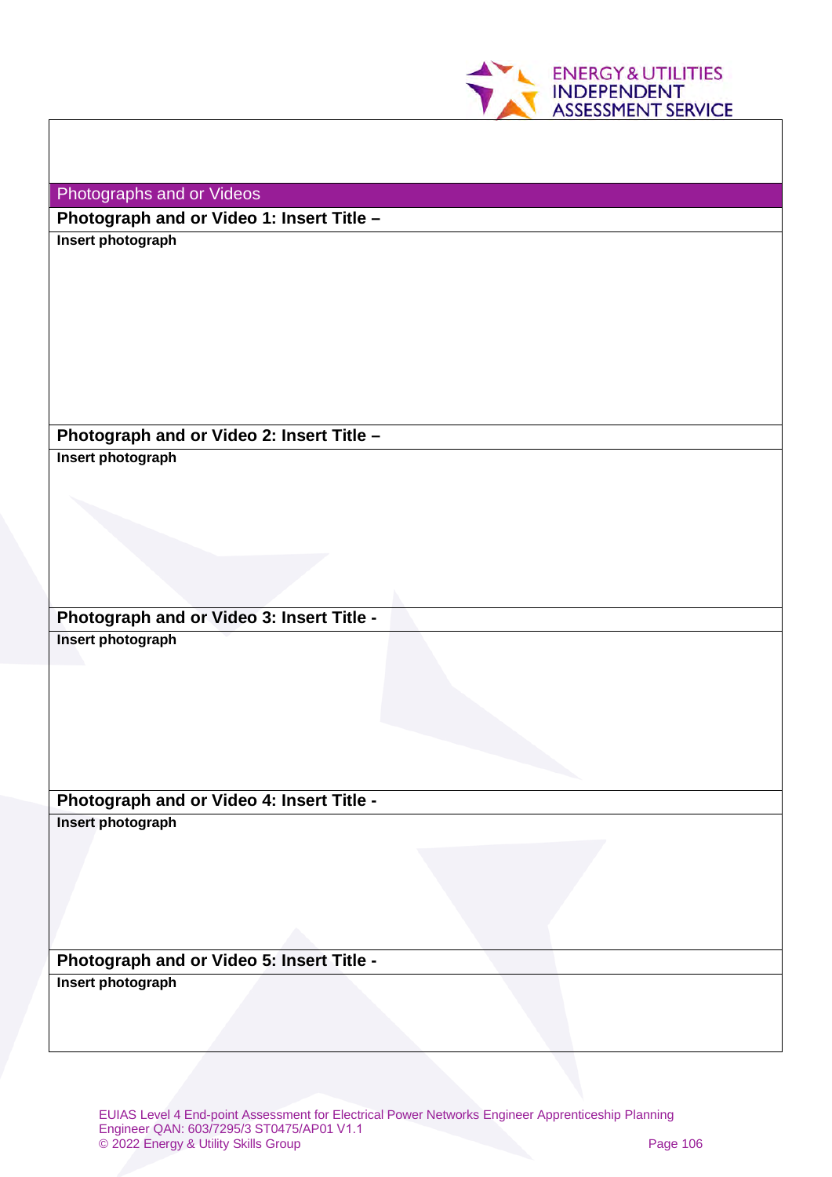## Photographs and or Videos

| Photograph and or Video 1: Insert Title – |
| --- |
| **Insert photograph** |

| Photograph and or Video 2: Insert Title – |
| --- |
| **Insert photograph** |

| Photograph and or Video 3: Insert Title - |
| --- |
| **Insert photograph** |

| Photograph and or Video 4: Insert Title - |
| --- |
| **Insert photograph** |

| Photograph and or Video 5: Insert Title - |
| --- |
| **Insert photograph** |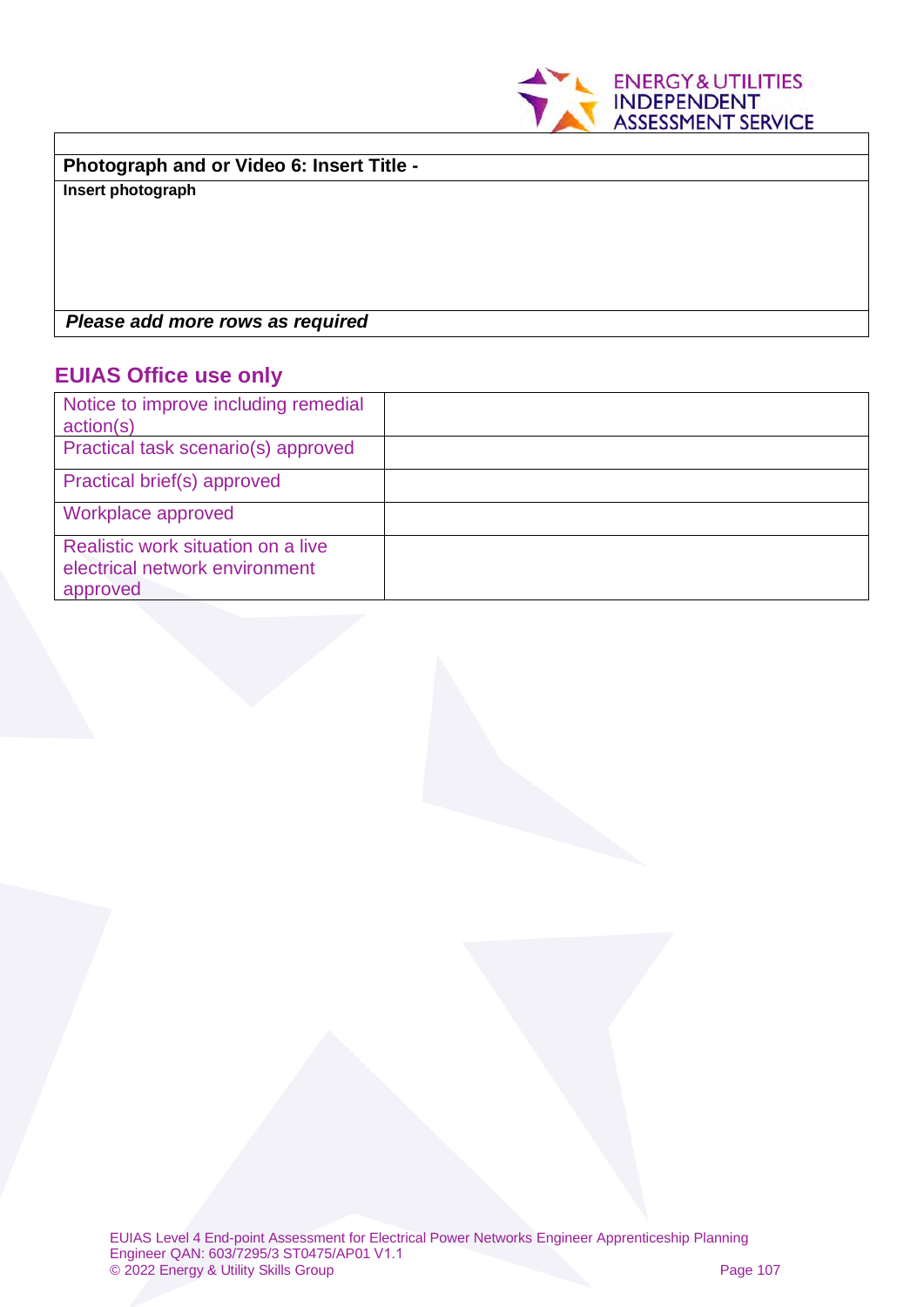| |
|---|
| **Photograph and or Video 6: Insert Title -** |
| **Insert photograph** |
| ***Please add more rows as required*** |

## EUIAS Office use only

| | |
|---|---|
| Notice to improve including remedial action(s) | |
| Practical task scenario(s) approved | |
| Practical brief(s) approved | |
| Workplace approved | |
| Realistic work situation on a live electrical network environment approved | |